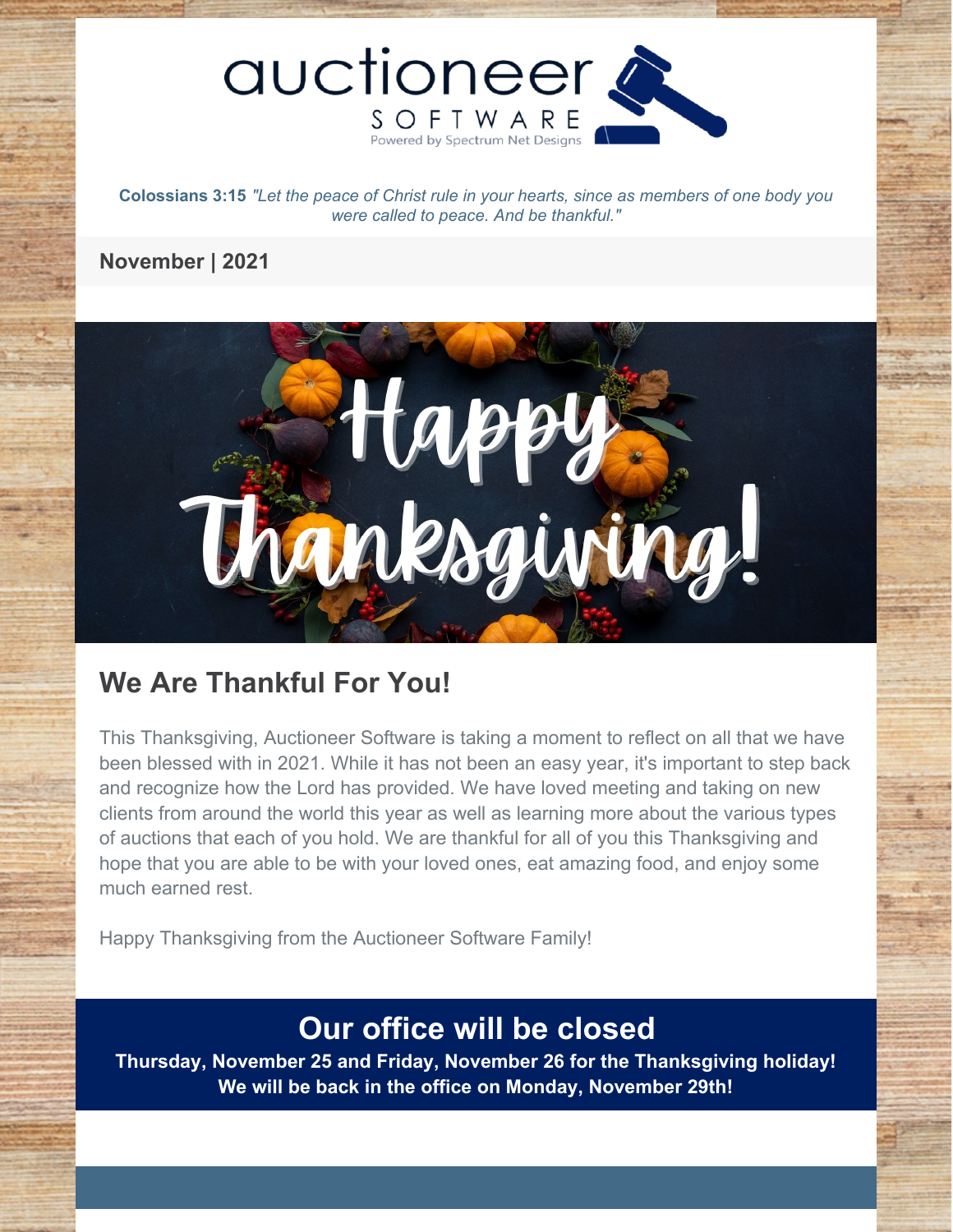auctioneer SOFTWARE
Powered by Spectrum Net Designs

**Colossians 3:15** *"Let the peace of Christ rule in your hearts, since as members of one body you were called to peace. And be thankful."*

**November | 2021**

Happy Thanksgiving!

## We Are Thankful For You!

This Thanksgiving, Auctioneer Software is taking a moment to reflect on all that we have been blessed with in 2021. While it has not been an easy year, it's important to step back and recognize how the Lord has provided. We have loved meeting and taking on new clients from around the world this year as well as learning more about the various types of auctions that each of you hold. We are thankful for all of you this Thanksgiving and hope that you are able to be with your loved ones, eat amazing food, and enjoy some much earned rest.

Happy Thanksgiving from the Auctioneer Software Family!

## Our office will be closed

**Thursday, November 25 and Friday, November 26 for the Thanksgiving holiday!**
**We will be back in the office on Monday, November 29th!**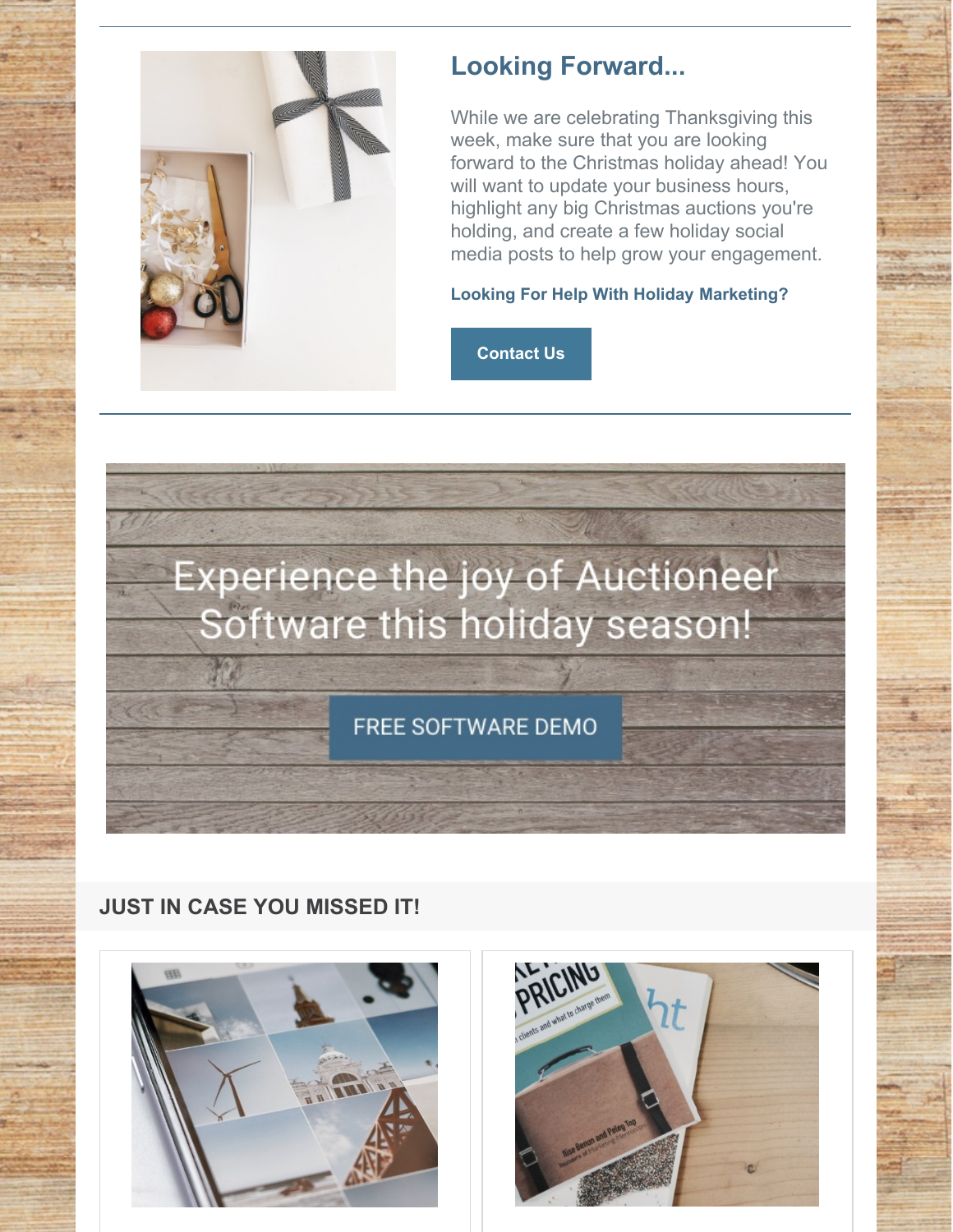## Looking Forward...

While we are celebrating Thanksgiving this week, make sure that you are looking forward to the Christmas holiday ahead! You will want to update your business hours, highlight any big Christmas auctions you're holding, and create a few holiday social media posts to help grow your engagement.

**Looking For Help With Holiday Marketing?**

Contact Us

Experience the joy of Auctioneer Software this holiday season!

FREE SOFTWARE DEMO

### JUST IN CASE YOU MISSED IT!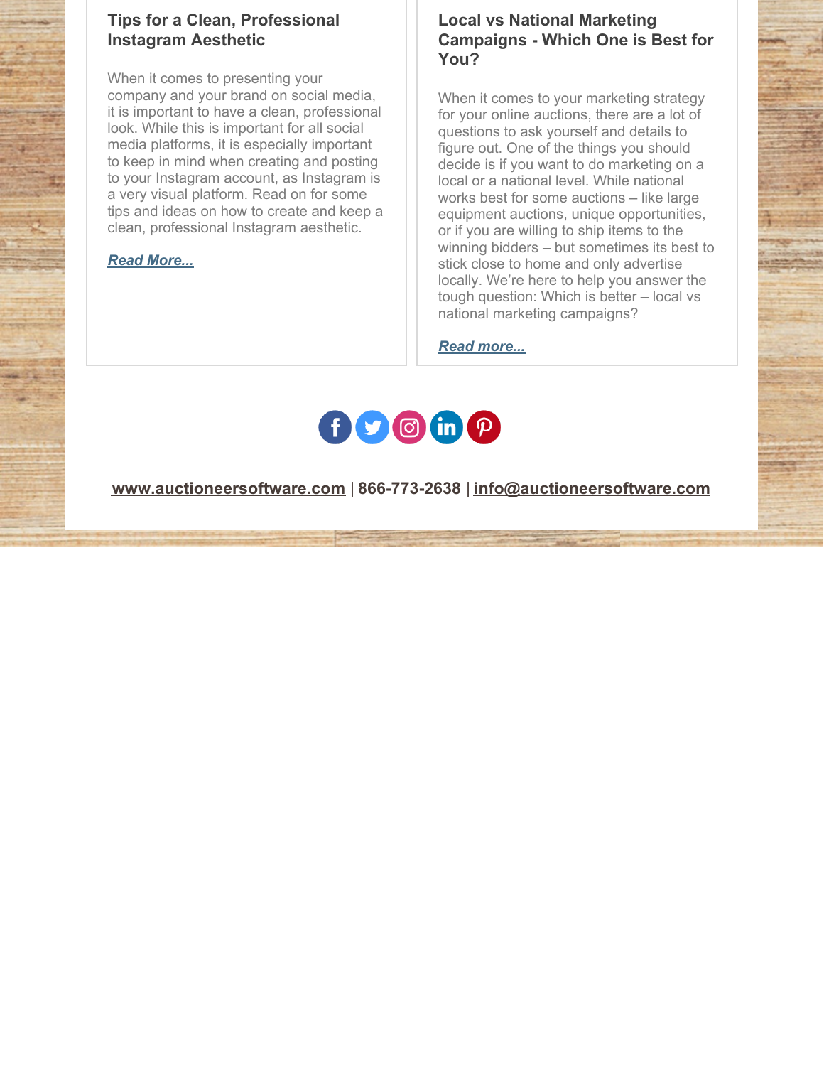### Tips for a Clean, Professional Instagram Aesthetic

When it comes to presenting your company and your brand on social media, it is important to have a clean, professional look. While this is important for all social media platforms, it is especially important to keep in mind when creating and posting to your Instagram account, as Instagram is a very visual platform. Read on for some tips and ideas on how to create and keep a clean, professional Instagram aesthetic.

***Read More...***

### Local vs National Marketing Campaigns - Which One is Best for You?

When it comes to your marketing strategy for your online auctions, there are a lot of questions to ask yourself and details to figure out. One of the things you should decide is if you want to do marketing on a local or a national level. While national works best for some auctions – like large equipment auctions, unique opportunities, or if you are willing to ship items to the winning bidders – but sometimes its best to stick close to home and only advertise locally. We're here to help you answer the tough question: Which is better – local vs national marketing campaigns?

***Read more...***

**www.auctioneersoftware.com | 866-773-2638 | info@auctioneersoftware.com**